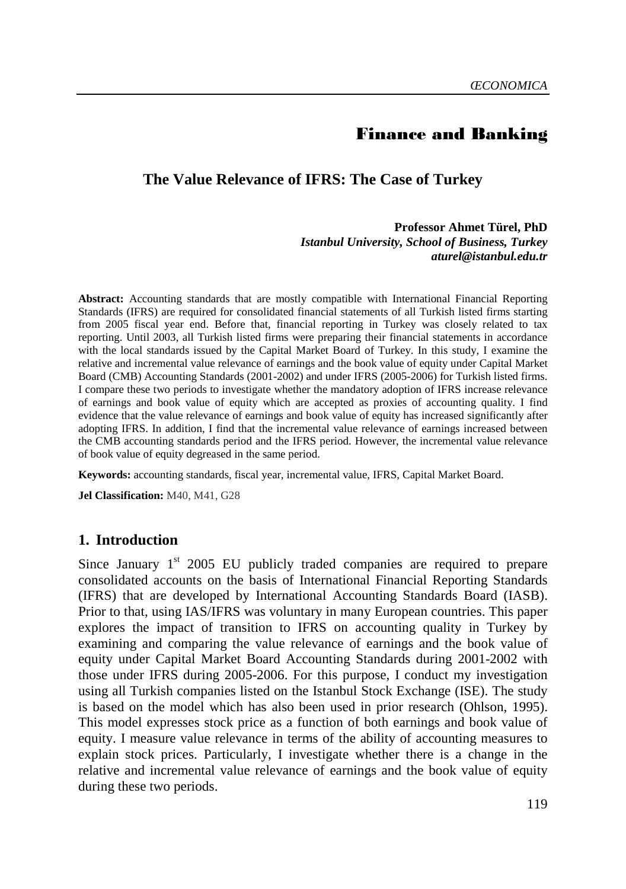## Finance and Banking

# The Value Relevance of IFRS: The Case of Turkey

**Professor Ahmet Türel, PhD**
***Istanbul University, School of Business, Turkey***
***aturel@istanbul.edu.tr***

**Abstract:** Accounting standards that are mostly compatible with International Financial Reporting Standards (IFRS) are required for consolidated financial statements of all Turkish listed firms starting from 2005 fiscal year end. Before that, financial reporting in Turkey was closely related to tax reporting. Until 2003, all Turkish listed firms were preparing their financial statements in accordance with the local standards issued by the Capital Market Board of Turkey. In this study, I examine the relative and incremental value relevance of earnings and the book value of equity under Capital Market Board (CMB) Accounting Standards (2001-2002) and under IFRS (2005-2006) for Turkish listed firms. I compare these two periods to investigate whether the mandatory adoption of IFRS increase relevance of earnings and book value of equity which are accepted as proxies of accounting quality. I find evidence that the value relevance of earnings and book value of equity has increased significantly after adopting IFRS. In addition, I find that the incremental value relevance of earnings increased between the CMB accounting standards period and the IFRS period. However, the incremental value relevance of book value of equity degreased in the same period.

**Keywords:** accounting standards, fiscal year, incremental value, IFRS, Capital Market Board.

**Jel Classification:** M40, M41, G28

## 1. Introduction

Since January 1st 2005 EU publicly traded companies are required to prepare consolidated accounts on the basis of International Financial Reporting Standards (IFRS) that are developed by International Accounting Standards Board (IASB). Prior to that, using IAS/IFRS was voluntary in many European countries. This paper explores the impact of transition to IFRS on accounting quality in Turkey by examining and comparing the value relevance of earnings and the book value of equity under Capital Market Board Accounting Standards during 2001-2002 with those under IFRS during 2005-2006. For this purpose, I conduct my investigation using all Turkish companies listed on the Istanbul Stock Exchange (ISE). The study is based on the model which has also been used in prior research (Ohlson, 1995). This model expresses stock price as a function of both earnings and book value of equity. I measure value relevance in terms of the ability of accounting measures to explain stock prices. Particularly, I investigate whether there is a change in the relative and incremental value relevance of earnings and the book value of equity during these two periods.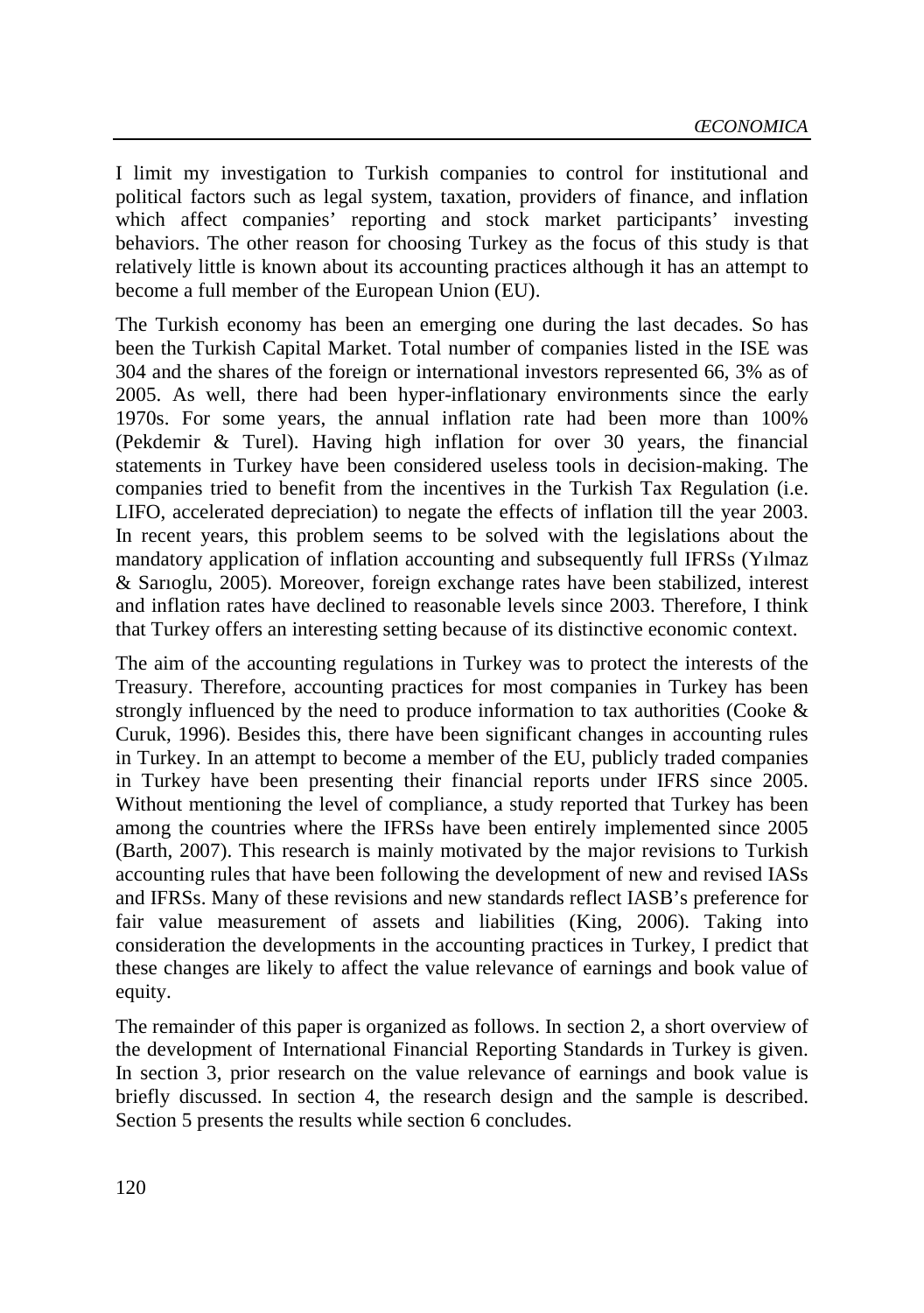I limit my investigation to Turkish companies to control for institutional and political factors such as legal system, taxation, providers of finance, and inflation which affect companies' reporting and stock market participants' investing behaviors. The other reason for choosing Turkey as the focus of this study is that relatively little is known about its accounting practices although it has an attempt to become a full member of the European Union (EU).

The Turkish economy has been an emerging one during the last decades. So has been the Turkish Capital Market. Total number of companies listed in the ISE was 304 and the shares of the foreign or international investors represented 66, 3% as of 2005. As well, there had been hyper-inflationary environments since the early 1970s. For some years, the annual inflation rate had been more than 100% (Pekdemir & Turel). Having high inflation for over 30 years, the financial statements in Turkey have been considered useless tools in decision-making. The companies tried to benefit from the incentives in the Turkish Tax Regulation (i.e. LIFO, accelerated depreciation) to negate the effects of inflation till the year 2003. In recent years, this problem seems to be solved with the legislations about the mandatory application of inflation accounting and subsequently full IFRSs (Yılmaz & Sarıoglu, 2005). Moreover, foreign exchange rates have been stabilized, interest and inflation rates have declined to reasonable levels since 2003. Therefore, I think that Turkey offers an interesting setting because of its distinctive economic context.

The aim of the accounting regulations in Turkey was to protect the interests of the Treasury. Therefore, accounting practices for most companies in Turkey has been strongly influenced by the need to produce information to tax authorities (Cooke & Curuk, 1996). Besides this, there have been significant changes in accounting rules in Turkey. In an attempt to become a member of the EU, publicly traded companies in Turkey have been presenting their financial reports under IFRS since 2005. Without mentioning the level of compliance, a study reported that Turkey has been among the countries where the IFRSs have been entirely implemented since 2005 (Barth, 2007). This research is mainly motivated by the major revisions to Turkish accounting rules that have been following the development of new and revised IASs and IFRSs. Many of these revisions and new standards reflect IASB's preference for fair value measurement of assets and liabilities (King, 2006). Taking into consideration the developments in the accounting practices in Turkey, I predict that these changes are likely to affect the value relevance of earnings and book value of equity.

The remainder of this paper is organized as follows. In section 2, a short overview of the development of International Financial Reporting Standards in Turkey is given. In section 3, prior research on the value relevance of earnings and book value is briefly discussed. In section 4, the research design and the sample is described. Section 5 presents the results while section 6 concludes.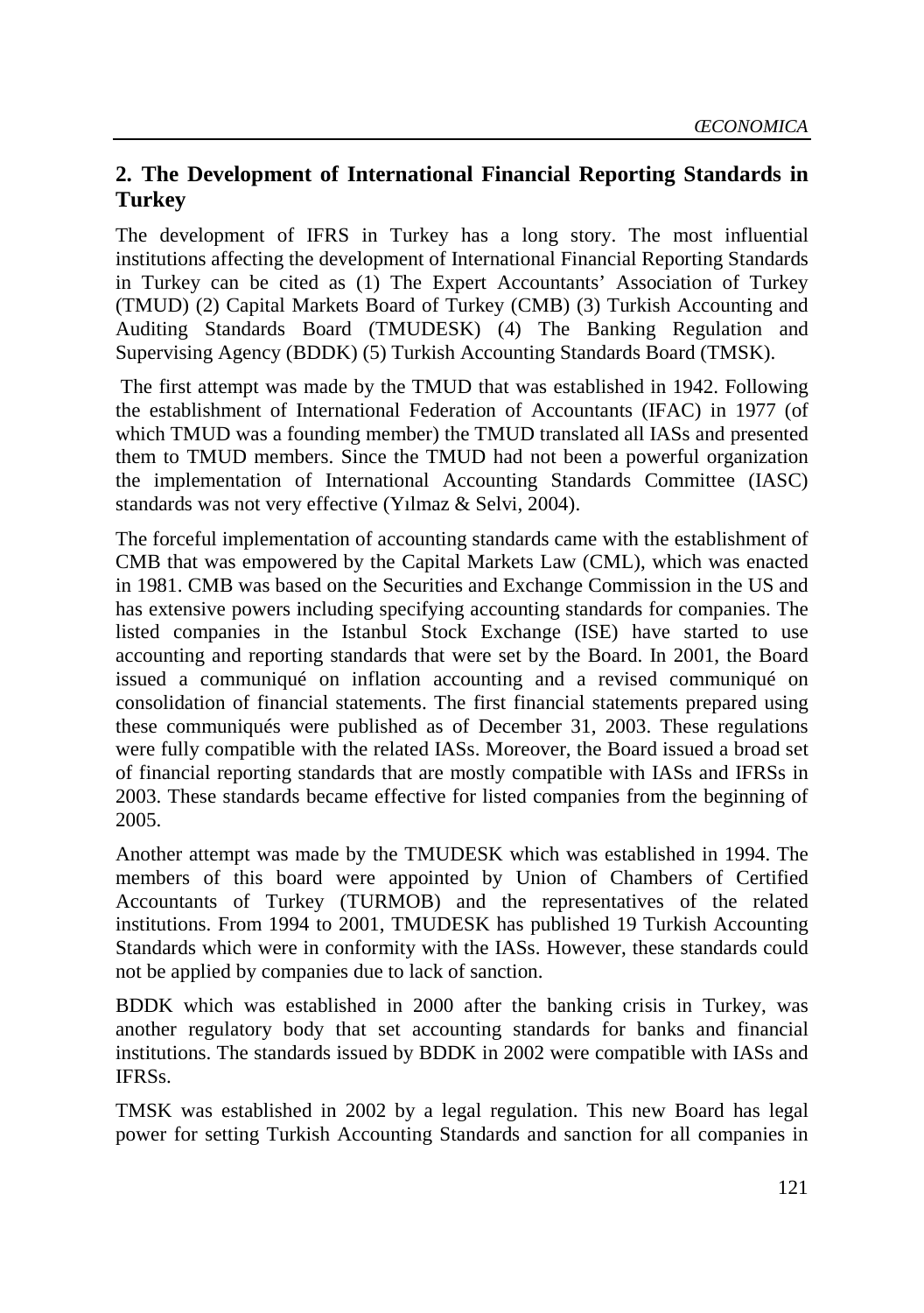## 2. The Development of International Financial Reporting Standards in Turkey

The development of IFRS in Turkey has a long story. The most influential institutions affecting the development of International Financial Reporting Standards in Turkey can be cited as (1) The Expert Accountants' Association of Turkey (TMUD) (2) Capital Markets Board of Turkey (CMB) (3) Turkish Accounting and Auditing Standards Board (TMUDESK) (4) The Banking Regulation and Supervising Agency (BDDK) (5) Turkish Accounting Standards Board (TMSK).

The first attempt was made by the TMUD that was established in 1942. Following the establishment of International Federation of Accountants (IFAC) in 1977 (of which TMUD was a founding member) the TMUD translated all IASs and presented them to TMUD members. Since the TMUD had not been a powerful organization the implementation of International Accounting Standards Committee (IASC) standards was not very effective (Yılmaz & Selvi, 2004).

The forceful implementation of accounting standards came with the establishment of CMB that was empowered by the Capital Markets Law (CML), which was enacted in 1981. CMB was based on the Securities and Exchange Commission in the US and has extensive powers including specifying accounting standards for companies. The listed companies in the Istanbul Stock Exchange (ISE) have started to use accounting and reporting standards that were set by the Board. In 2001, the Board issued a communiqué on inflation accounting and a revised communiqué on consolidation of financial statements. The first financial statements prepared using these communiqués were published as of December 31, 2003. These regulations were fully compatible with the related IASs. Moreover, the Board issued a broad set of financial reporting standards that are mostly compatible with IASs and IFRSs in 2003. These standards became effective for listed companies from the beginning of 2005.

Another attempt was made by the TMUDESK which was established in 1994. The members of this board were appointed by Union of Chambers of Certified Accountants of Turkey (TURMOB) and the representatives of the related institutions. From 1994 to 2001, TMUDESK has published 19 Turkish Accounting Standards which were in conformity with the IASs. However, these standards could not be applied by companies due to lack of sanction.

BDDK which was established in 2000 after the banking crisis in Turkey, was another regulatory body that set accounting standards for banks and financial institutions. The standards issued by BDDK in 2002 were compatible with IASs and IFRSs.

TMSK was established in 2002 by a legal regulation. This new Board has legal power for setting Turkish Accounting Standards and sanction for all companies in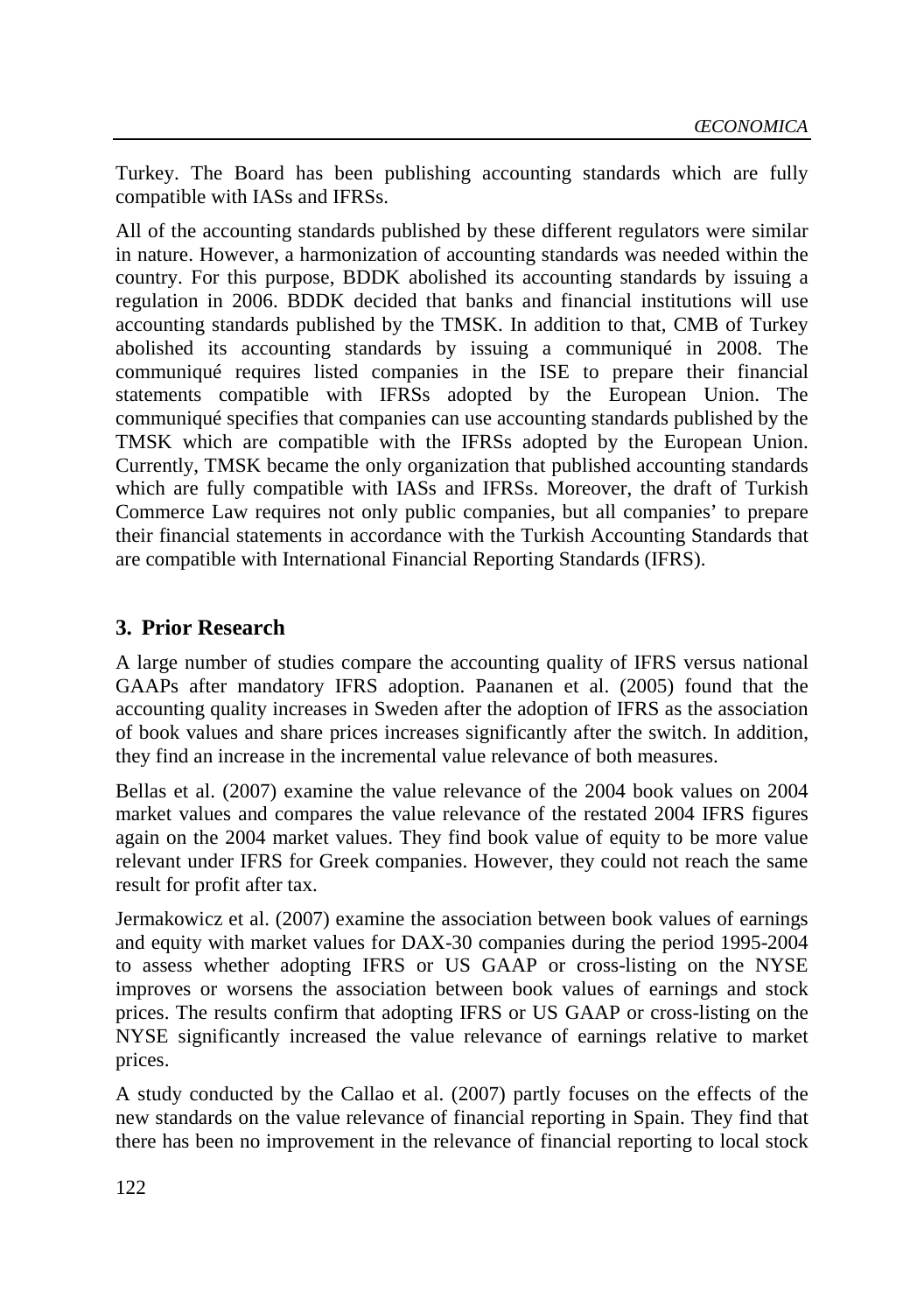Turkey. The Board has been publishing accounting standards which are fully compatible with IASs and IFRSs.

All of the accounting standards published by these different regulators were similar in nature. However, a harmonization of accounting standards was needed within the country. For this purpose, BDDK abolished its accounting standards by issuing a regulation in 2006. BDDK decided that banks and financial institutions will use accounting standards published by the TMSK. In addition to that, CMB of Turkey abolished its accounting standards by issuing a communiqué in 2008. The communiqué requires listed companies in the ISE to prepare their financial statements compatible with IFRSs adopted by the European Union. The communiqué specifies that companies can use accounting standards published by the TMSK which are compatible with the IFRSs adopted by the European Union. Currently, TMSK became the only organization that published accounting standards which are fully compatible with IASs and IFRSs. Moreover, the draft of Turkish Commerce Law requires not only public companies, but all companies' to prepare their financial statements in accordance with the Turkish Accounting Standards that are compatible with International Financial Reporting Standards (IFRS).

## 3. Prior Research

A large number of studies compare the accounting quality of IFRS versus national GAAPs after mandatory IFRS adoption. Paananen et al. (2005) found that the accounting quality increases in Sweden after the adoption of IFRS as the association of book values and share prices increases significantly after the switch. In addition, they find an increase in the incremental value relevance of both measures.

Bellas et al. (2007) examine the value relevance of the 2004 book values on 2004 market values and compares the value relevance of the restated 2004 IFRS figures again on the 2004 market values. They find book value of equity to be more value relevant under IFRS for Greek companies. However, they could not reach the same result for profit after tax.

Jermakowicz et al. (2007) examine the association between book values of earnings and equity with market values for DAX-30 companies during the period 1995-2004 to assess whether adopting IFRS or US GAAP or cross-listing on the NYSE improves or worsens the association between book values of earnings and stock prices. The results confirm that adopting IFRS or US GAAP or cross-listing on the NYSE significantly increased the value relevance of earnings relative to market prices.

A study conducted by the Callao et al. (2007) partly focuses on the effects of the new standards on the value relevance of financial reporting in Spain. They find that there has been no improvement in the relevance of financial reporting to local stock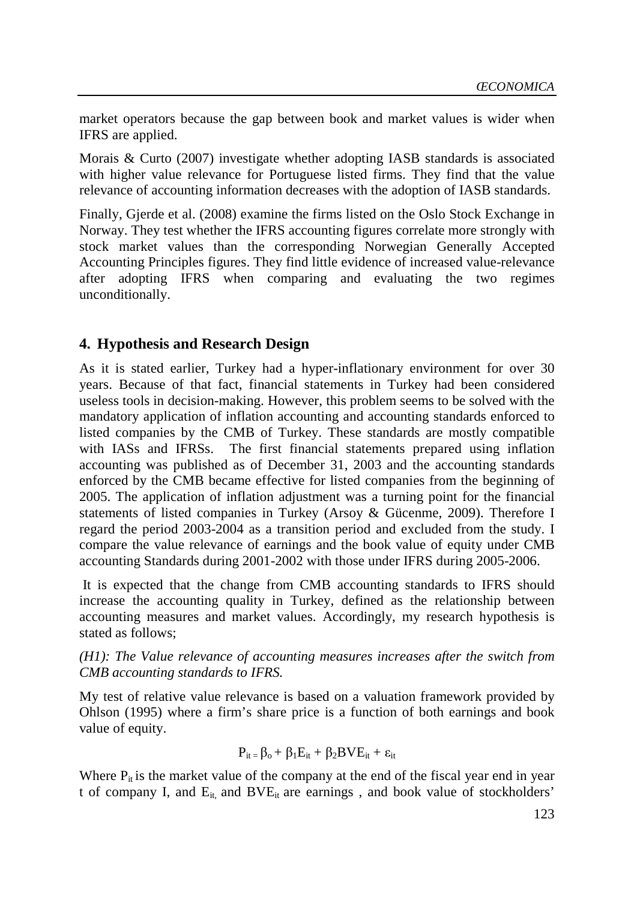market operators because the gap between book and market values is wider when IFRS are applied.

Morais & Curto (2007) investigate whether adopting IASB standards is associated with higher value relevance for Portuguese listed firms. They find that the value relevance of accounting information decreases with the adoption of IASB standards.

Finally, Gjerde et al. (2008) examine the firms listed on the Oslo Stock Exchange in Norway. They test whether the IFRS accounting figures correlate more strongly with stock market values than the corresponding Norwegian Generally Accepted Accounting Principles figures. They find little evidence of increased value-relevance after adopting IFRS when comparing and evaluating the two regimes unconditionally.

## 4. Hypothesis and Research Design

As it is stated earlier, Turkey had a hyper-inflationary environment for over 30 years. Because of that fact, financial statements in Turkey had been considered useless tools in decision-making. However, this problem seems to be solved with the mandatory application of inflation accounting and accounting standards enforced to listed companies by the CMB of Turkey. These standards are mostly compatible with IASs and IFRSs. The first financial statements prepared using inflation accounting was published as of December 31, 2003 and the accounting standards enforced by the CMB became effective for listed companies from the beginning of 2005. The application of inflation adjustment was a turning point for the financial statements of listed companies in Turkey (Arsoy & Gücenme, 2009). Therefore I regard the period 2003-2004 as a transition period and excluded from the study. I compare the value relevance of earnings and the book value of equity under CMB accounting Standards during 2001-2002 with those under IFRS during 2005-2006.

It is expected that the change from CMB accounting standards to IFRS should increase the accounting quality in Turkey, defined as the relationship between accounting measures and market values. Accordingly, my research hypothesis is stated as follows;

*(H1): The Value relevance of accounting measures increases after the switch from CMB accounting standards to IFRS.*

My test of relative value relevance is based on a valuation framework provided by Ohlson (1995) where a firm's share price is a function of both earnings and book value of equity.

$$P_{it} = \beta_o + \beta_1 E_{it} + \beta_2 BVE_{it} + \varepsilon_{it}$$

Where $P_{it}$ is the market value of the company at the end of the fiscal year end in year t of company I, and $E_{it}$ and $BVE_{it}$ are earnings , and book value of stockholders'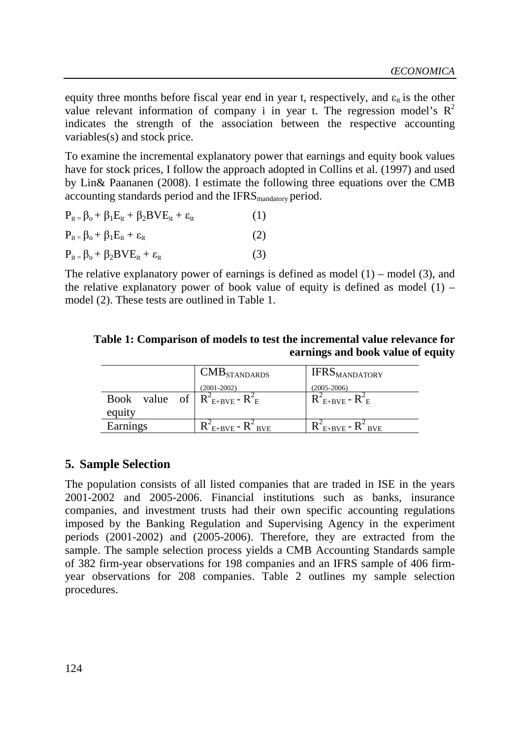equity three months before fiscal year end in year t, respectively, and $\varepsilon_{it}$ is the other value relevant information of company i in year t. The regression model's $R^2$ indicates the strength of the association between the respective accounting variables(s) and stock price.

To examine the incremental explanatory power that earnings and equity book values have for stock prices, I follow the approach adopted in Collins et al. (1997) and used by Lin& Paananen (2008). I estimate the following three equations over the CMB accounting standards period and the $IFRS_{mandatory}$ period.

$$P_{it} = \beta_o + \beta_1 E_{it} + \beta_2 BVE_{it} + \varepsilon_{it} \qquad (1)$$

$$P_{it} = \beta_o + \beta_1 E_{it} + \varepsilon_{it} \qquad (2)$$

$$P_{it} = \beta_o + \beta_2 BVE_{it} + \varepsilon_{it} \qquad (3)$$

The relative explanatory power of earnings is defined as model (1) – model (3), and the relative explanatory power of book value of equity is defined as model (1) – model (2). These tests are outlined in Table 1.

**Table 1: Comparison of models to test the incremental value relevance for earnings and book value of equity**

| | $CMB_{STANDARDS}$ (2001-2002) | $IFRS_{MANDATORY}$ (2005-2006) |
|---|---|---|
| Book value of equity | $R^2_{E+BVE} - R^2_{E}$ | $R^2_{E+BVE} - R^2_{E}$ |
| Earnings | $R^2_{E+BVE} - R^2_{BVE}$ | $R^2_{E+BVE} - R^2_{BVE}$ |

## 5. Sample Selection

The population consists of all listed companies that are traded in ISE in the years 2001-2002 and 2005-2006. Financial institutions such as banks, insurance companies, and investment trusts had their own specific accounting regulations imposed by the Banking Regulation and Supervising Agency in the experiment periods (2001-2002) and (2005-2006). Therefore, they are extracted from the sample. The sample selection process yields a CMB Accounting Standards sample of 382 firm-year observations for 198 companies and an IFRS sample of 406 firm-year observations for 208 companies. Table 2 outlines my sample selection procedures.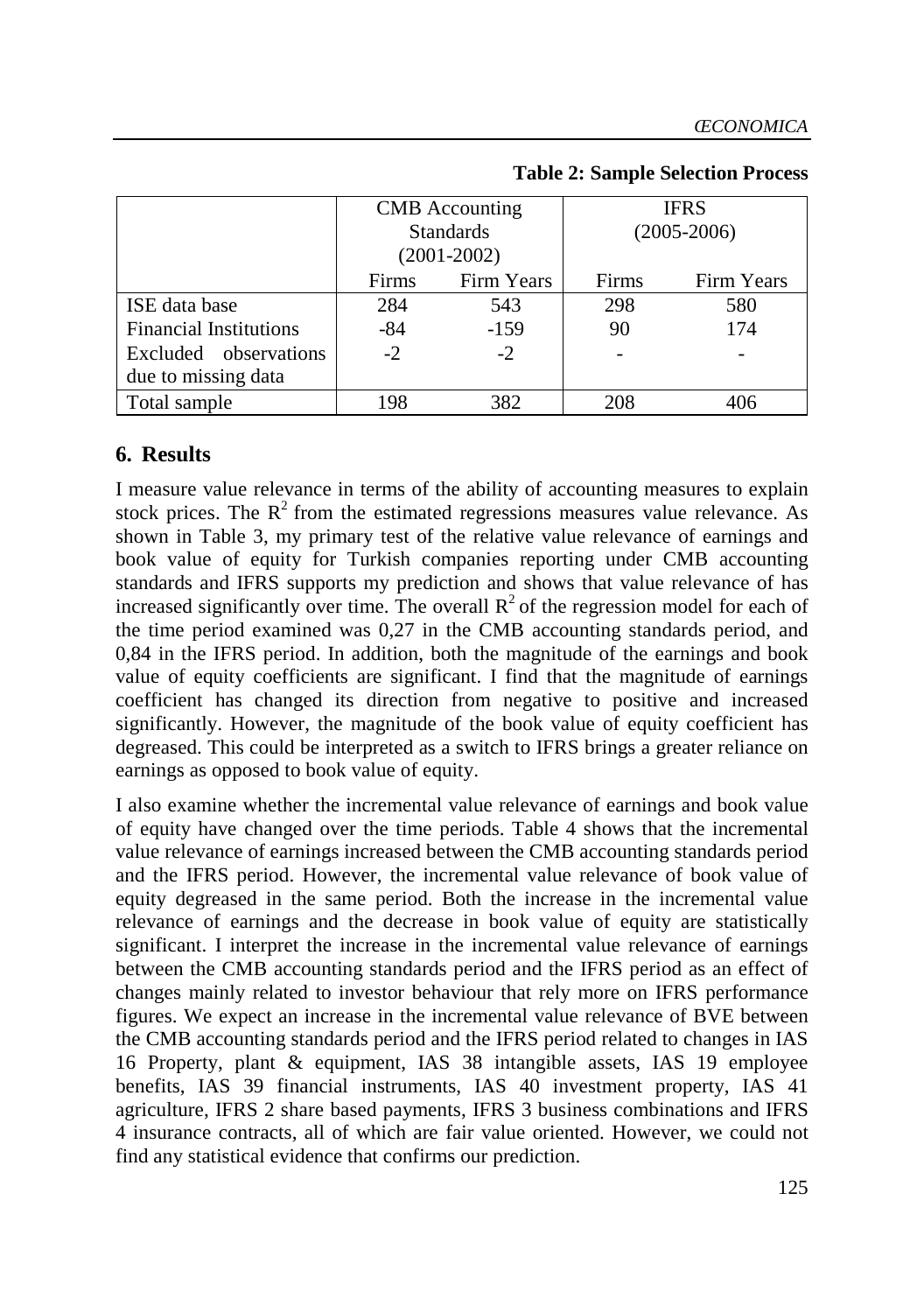**Table 2: Sample Selection Process**

| | CMB Accounting Standards (2001-2002) | | IFRS (2005-2006) | |
|---|---|---|---|---|
| | Firms | Firm Years | Firms | Firm Years |
| ISE data base | 284 | 543 | 298 | 580 |
| Financial Institutions | -84 | -159 | 90 | 174 |
| Excluded observations due to missing data | -2 | -2 | - | - |
| Total sample | 198 | 382 | 208 | 406 |

## 6. Results

I measure value relevance in terms of the ability of accounting measures to explain stock prices. The $R^2$ from the estimated regressions measures value relevance. As shown in Table 3, my primary test of the relative value relevance of earnings and book value of equity for Turkish companies reporting under CMB accounting standards and IFRS supports my prediction and shows that value relevance of has increased significantly over time. The overall $R^2$ of the regression model for each of the time period examined was 0,27 in the CMB accounting standards period, and 0,84 in the IFRS period. In addition, both the magnitude of the earnings and book value of equity coefficients are significant. I find that the magnitude of earnings coefficient has changed its direction from negative to positive and increased significantly. However, the magnitude of the book value of equity coefficient has degreased. This could be interpreted as a switch to IFRS brings a greater reliance on earnings as opposed to book value of equity.

I also examine whether the incremental value relevance of earnings and book value of equity have changed over the time periods. Table 4 shows that the incremental value relevance of earnings increased between the CMB accounting standards period and the IFRS period. However, the incremental value relevance of book value of equity degreased in the same period. Both the increase in the incremental value relevance of earnings and the decrease in book value of equity are statistically significant. I interpret the increase in the incremental value relevance of earnings between the CMB accounting standards period and the IFRS period as an effect of changes mainly related to investor behaviour that rely more on IFRS performance figures. We expect an increase in the incremental value relevance of BVE between the CMB accounting standards period and the IFRS period related to changes in IAS 16 Property, plant & equipment, IAS 38 intangible assets, IAS 19 employee benefits, IAS 39 financial instruments, IAS 40 investment property, IAS 41 agriculture, IFRS 2 share based payments, IFRS 3 business combinations and IFRS 4 insurance contracts, all of which are fair value oriented. However, we could not find any statistical evidence that confirms our prediction.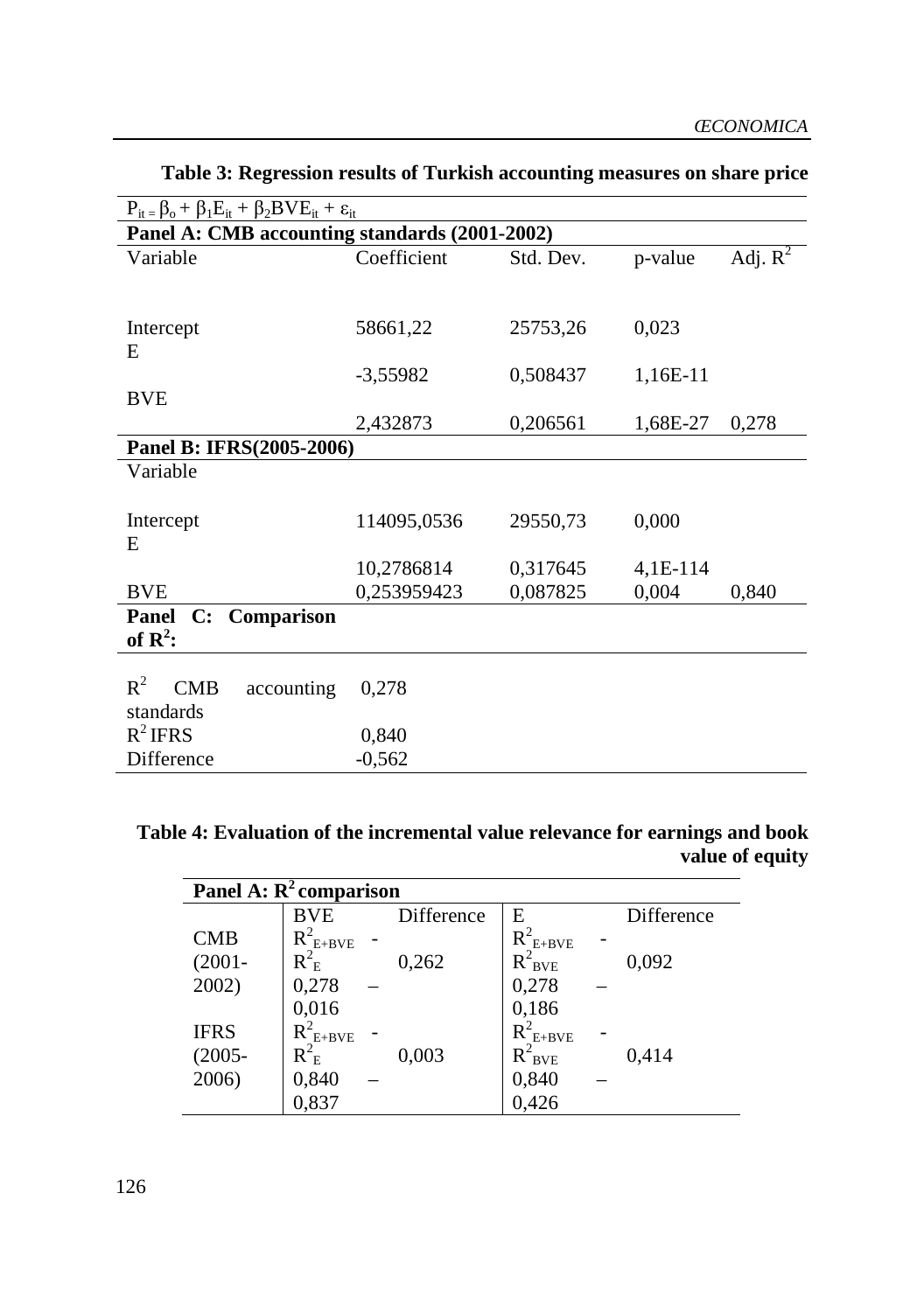**Table 3: Regression results of Turkish accounting measures on share price**

$P_{it} = \beta_o + \beta_1 E_{it} + \beta_2 BVE_{it} + \varepsilon_{it}$

| Variable | Coefficient | Std. Dev. | p-value | Adj. $R^2$ |
|---|---|---|---|---|
| **Panel A: CMB accounting standards (2001-2002)** | | | | |
| Intercept | 58661,22 | 25753,26 | 0,023 | |
| E | -3,55982 | 0,508437 | 1,16E-11 | |
| BVE | 2,432873 | 0,206561 | 1,68E-27 | 0,278 |
| **Panel B: IFRS(2005-2006)** | | | | |
| Intercept | 114095,0536 | 29550,73 | 0,000 | |
| E | 10,2786814 | 0,317645 | 4,1E-114 | |
| BVE | 0,253959423 | 0,087825 | 0,004 | 0,840 |
| **Panel C: Comparison of $R^2$:** | | | | |
| $R^2$ CMB accounting standards | 0,278 | | | |
| $R^2$ IFRS | 0,840 | | | |
| Difference | -0,562 | | | |

**Table 4: Evaluation of the incremental value relevance for earnings and book value of equity**

| **Panel A: $R^2$ comparison** | | | | |
|---|---|---|---|---|
| | BVE | Difference | E | Difference |
| CMB (2001-2002) | $R^2_{E+BVE} - R^2_E$ <br> 0,278 – 0,016 | 0,262 | $R^2_{E+BVE} - R^2_{BVE}$ <br> 0,278 – 0,186 | 0,092 |
| IFRS (2005-2006) | $R^2_{E+BVE} - R^2_E$ <br> 0,840 – 0,837 | 0,003 | $R^2_{E+BVE} - R^2_{BVE}$ <br> 0,840 – 0,426 | 0,414 |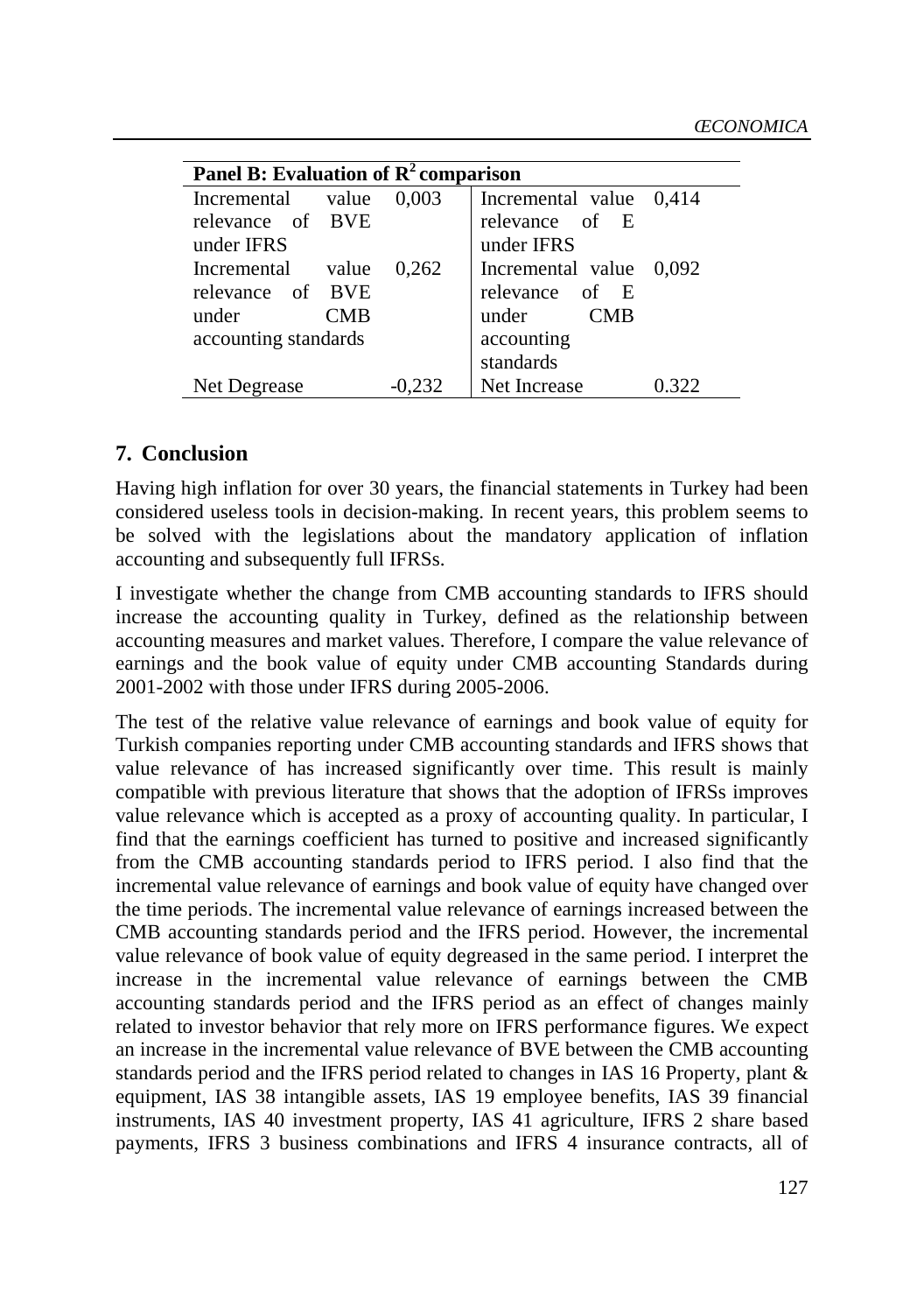| Panel B: Evaluation of $R^2$ comparison | | | |
|---|---|---|---|
| Incremental value relevance of BVE under IFRS | 0,003 | Incremental value relevance of E under IFRS | 0,414 |
| Incremental value relevance of BVE under CMB accounting standards | 0,262 | Incremental value relevance of E under CMB accounting standards | 0,092 |
| Net Degrease | -0,232 | Net Increase | 0.322 |

## 7. Conclusion

Having high inflation for over 30 years, the financial statements in Turkey had been considered useless tools in decision-making. In recent years, this problem seems to be solved with the legislations about the mandatory application of inflation accounting and subsequently full IFRSs.

I investigate whether the change from CMB accounting standards to IFRS should increase the accounting quality in Turkey, defined as the relationship between accounting measures and market values. Therefore, I compare the value relevance of earnings and the book value of equity under CMB accounting Standards during 2001-2002 with those under IFRS during 2005-2006.

The test of the relative value relevance of earnings and book value of equity for Turkish companies reporting under CMB accounting standards and IFRS shows that value relevance of has increased significantly over time. This result is mainly compatible with previous literature that shows that the adoption of IFRSs improves value relevance which is accepted as a proxy of accounting quality. In particular, I find that the earnings coefficient has turned to positive and increased significantly from the CMB accounting standards period to IFRS period. I also find that the incremental value relevance of earnings and book value of equity have changed over the time periods. The incremental value relevance of earnings increased between the CMB accounting standards period and the IFRS period. However, the incremental value relevance of book value of equity degreased in the same period. I interpret the increase in the incremental value relevance of earnings between the CMB accounting standards period and the IFRS period as an effect of changes mainly related to investor behavior that rely more on IFRS performance figures. We expect an increase in the incremental value relevance of BVE between the CMB accounting standards period and the IFRS period related to changes in IAS 16 Property, plant & equipment, IAS 38 intangible assets, IAS 19 employee benefits, IAS 39 financial instruments, IAS 40 investment property, IAS 41 agriculture, IFRS 2 share based payments, IFRS 3 business combinations and IFRS 4 insurance contracts, all of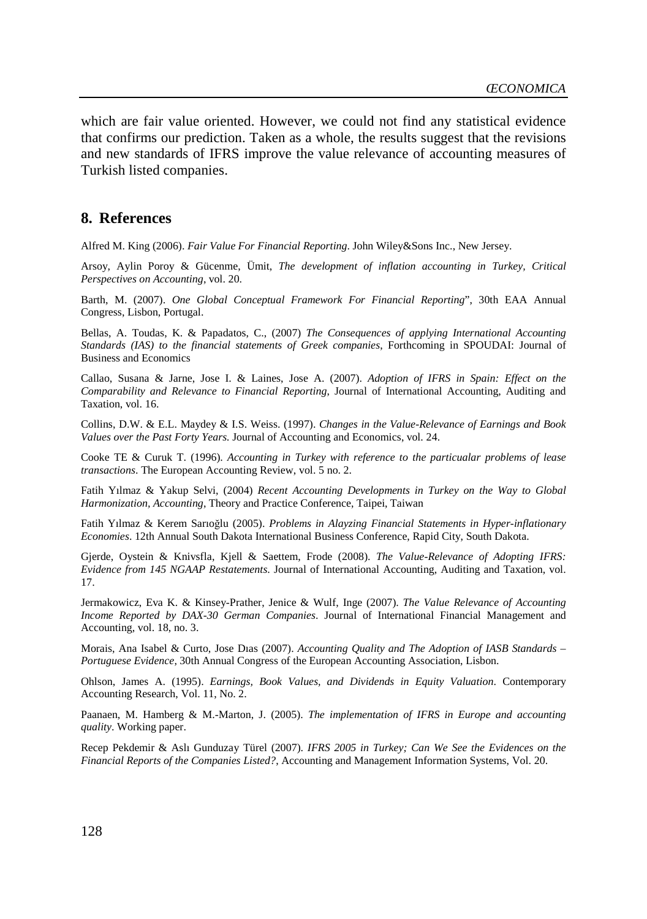which are fair value oriented. However, we could not find any statistical evidence that confirms our prediction. Taken as a whole, the results suggest that the revisions and new standards of IFRS improve the value relevance of accounting measures of Turkish listed companies.

## 8. References

Alfred M. King (2006). *Fair Value For Financial Reporting*. John Wiley&Sons Inc., New Jersey.

Arsoy, Aylin Poroy & Gücenme, Ümit, *The development of inflation accounting in Turkey, Critical Perspectives on Accounting*, vol. 20.

Barth, M. (2007). *One Global Conceptual Framework For Financial Reporting*", 30th EAA Annual Congress, Lisbon, Portugal.

Bellas, A. Toudas, K. & Papadatos, C., (2007) *The Consequences of applying International Accounting Standards (IAS) to the financial statements of Greek companies,* Forthcoming in SPOUDAI: Journal of Business and Economics

Callao, Susana & Jarne, Jose I. & Laines, Jose A. (2007). *Adoption of IFRS in Spain: Effect on the Comparability and Relevance to Financial Reporting*, Journal of International Accounting, Auditing and Taxation, vol. 16.

Collins, D.W. & E.L. Maydey & I.S. Weiss. (1997). *Changes in the Value-Relevance of Earnings and Book Values over the Past Forty Years.* Journal of Accounting and Economics, vol. 24.

Cooke TE & Curuk T. (1996). *Accounting in Turkey with reference to the particualar problems of lease transactions*. The European Accounting Review, vol. 5 no. 2.

Fatih Yılmaz & Yakup Selvi, (2004) *Recent Accounting Developments in Turkey on the Way to Global Harmonization, Accounting*, Theory and Practice Conference, Taipei, Taiwan

Fatih Yılmaz & Kerem Sarıoğlu (2005). *Problems in Alayzing Financial Statements in Hyper-inflationary Economies*. 12th Annual South Dakota International Business Conference, Rapid City, South Dakota.

Gjerde, Oystein & Knivsfla, Kjell & Saettem, Frode (2008). *The Value-Relevance of Adopting IFRS: Evidence from 145 NGAAP Restatements*. Journal of International Accounting, Auditing and Taxation, vol. 17.

Jermakowicz, Eva K. & Kinsey-Prather, Jenice & Wulf, Inge (2007). *The Value Relevance of Accounting Income Reported by DAX-30 German Companies*. Journal of International Financial Management and Accounting, vol. 18, no. 3.

Morais, Ana Isabel & Curto, Jose Dıas (2007). *Accounting Quality and The Adoption of IASB Standards – Portuguese Evidence*, 30th Annual Congress of the European Accounting Association, Lisbon.

Ohlson, James A. (1995). *Earnings, Book Values, and Dividends in Equity Valuation*. Contemporary Accounting Research, Vol. 11, No. 2.

Paanaen, M. Hamberg & M.-Marton, J. (2005). *The implementation of IFRS in Europe and accounting quality*. Working paper.

Recep Pekdemir & Aslı Gunduzay Türel (2007). *IFRS 2005 in Turkey; Can We See the Evidences on the Financial Reports of the Companies Listed?*, Accounting and Management Information Systems, Vol. 20.